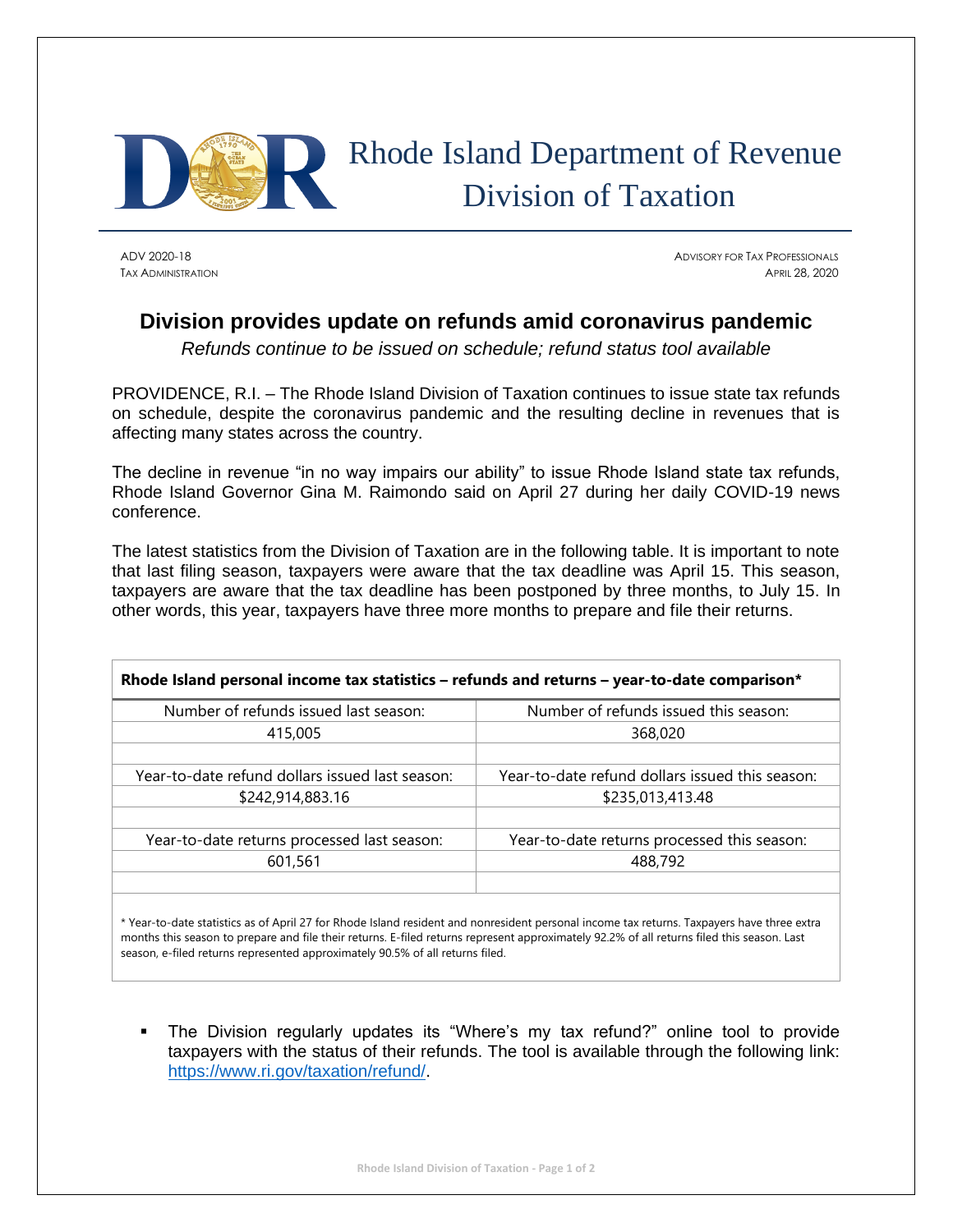# Rhode Island Department of Revenue
# Division of Taxation

ADV 2020-18
TAX ADMINISTRATION

ADVISORY FOR TAX PROFESSIONALS
APRIL 28, 2020

## Division provides update on refunds amid coronavirus pandemic

*Refunds continue to be issued on schedule; refund status tool available*

PROVIDENCE, R.I. – The Rhode Island Division of Taxation continues to issue state tax refunds on schedule, despite the coronavirus pandemic and the resulting decline in revenues that is affecting many states across the country.

The decline in revenue "in no way impairs our ability" to issue Rhode Island state tax refunds, Rhode Island Governor Gina M. Raimondo said on April 27 during her daily COVID-19 news conference.

The latest statistics from the Division of Taxation are in the following table. It is important to note that last filing season, taxpayers were aware that the tax deadline was April 15. This season, taxpayers are aware that the tax deadline has been postponed by three months, to July 15. In other words, this year, taxpayers have three more months to prepare and file their returns.

**Rhode Island personal income tax statistics – refunds and returns – year-to-date comparison***

| Number of refunds issued last season: | Number of refunds issued this season: |
|---|---|
| 415,005 | 368,020 |
| | |
| Year-to-date refund dollars issued last season: | Year-to-date refund dollars issued this season: |
| $242,914,883.16 | $235,013,413.48 |
| | |
| Year-to-date returns processed last season: | Year-to-date returns processed this season: |
| 601,561 | 488,792 |

* Year-to-date statistics as of April 27 for Rhode Island resident and nonresident personal income tax returns. Taxpayers have three extra months this season to prepare and file their returns. E-filed returns represent approximately 92.2% of all returns filed this season. Last season, e-filed returns represented approximately 90.5% of all returns filed.

- The Division regularly updates its "Where's my tax refund?" online tool to provide taxpayers with the status of their refunds. The tool is available through the following link: https://www.ri.gov/taxation/refund/.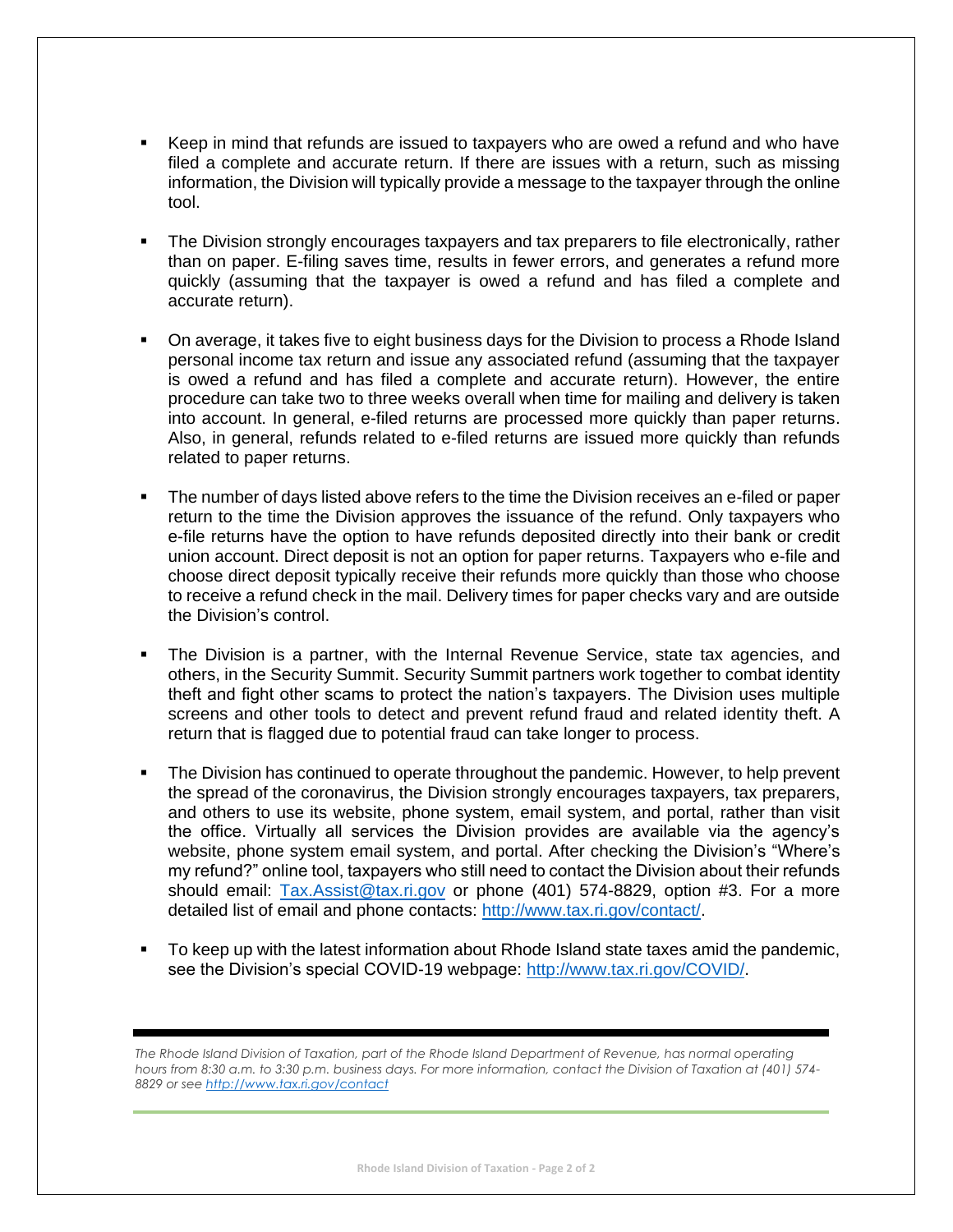- Keep in mind that refunds are issued to taxpayers who are owed a refund and who have filed a complete and accurate return. If there are issues with a return, such as missing information, the Division will typically provide a message to the taxpayer through the online tool.

- The Division strongly encourages taxpayers and tax preparers to file electronically, rather than on paper. E-filing saves time, results in fewer errors, and generates a refund more quickly (assuming that the taxpayer is owed a refund and has filed a complete and accurate return).

- On average, it takes five to eight business days for the Division to process a Rhode Island personal income tax return and issue any associated refund (assuming that the taxpayer is owed a refund and has filed a complete and accurate return). However, the entire procedure can take two to three weeks overall when time for mailing and delivery is taken into account. In general, e-filed returns are processed more quickly than paper returns. Also, in general, refunds related to e-filed returns are issued more quickly than refunds related to paper returns.

- The number of days listed above refers to the time the Division receives an e-filed or paper return to the time the Division approves the issuance of the refund. Only taxpayers who e-file returns have the option to have refunds deposited directly into their bank or credit union account. Direct deposit is not an option for paper returns. Taxpayers who e-file and choose direct deposit typically receive their refunds more quickly than those who choose to receive a refund check in the mail. Delivery times for paper checks vary and are outside the Division's control.

- The Division is a partner, with the Internal Revenue Service, state tax agencies, and others, in the Security Summit. Security Summit partners work together to combat identity theft and fight other scams to protect the nation's taxpayers. The Division uses multiple screens and other tools to detect and prevent refund fraud and related identity theft. A return that is flagged due to potential fraud can take longer to process.

- The Division has continued to operate throughout the pandemic. However, to help prevent the spread of the coronavirus, the Division strongly encourages taxpayers, tax preparers, and others to use its website, phone system, email system, and portal, rather than visit the office. Virtually all services the Division provides are available via the agency's website, phone system email system, and portal. After checking the Division's "Where's my refund?" online tool, taxpayers who still need to contact the Division about their refunds should email: [Tax.Assist@tax.ri.gov](mailto:Tax.Assist@tax.ri.gov) or phone (401) 574-8829, option #3. For a more detailed list of email and phone contacts: [http://www.tax.ri.gov/contact/](http://www.tax.ri.gov/contact/).

- To keep up with the latest information about Rhode Island state taxes amid the pandemic, see the Division's special COVID-19 webpage: [http://www.tax.ri.gov/COVID/](http://www.tax.ri.gov/COVID/).

---

*The Rhode Island Division of Taxation, part of the Rhode Island Department of Revenue, has normal operating hours from 8:30 a.m. to 3:30 p.m. business days. For more information, contact the Division of Taxation at (401) 574-8829 or see [http://www.tax.ri.gov/contact](http://www.tax.ri.gov/contact)*